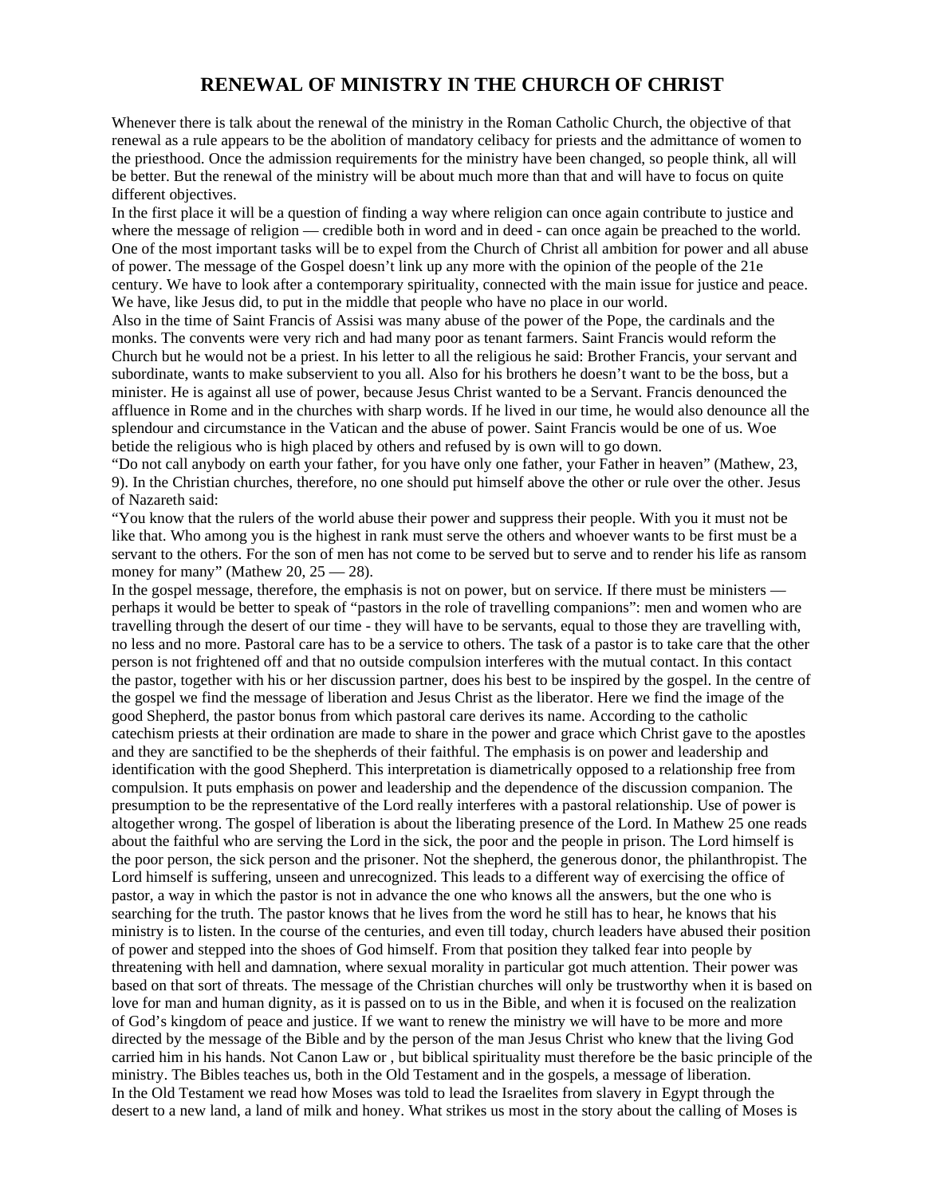# RENEWAL OF MINISTRY IN THE CHURCH OF CHRIST

Whenever there is talk about the renewal of the ministry in the Roman Catholic Church, the objective of that renewal as a rule appears to be the abolition of mandatory celibacy for priests and the admittance of women to the priesthood. Once the admission requirements for the ministry have been changed, so people think, all will be better. But the renewal of the ministry will be about much more than that and will have to focus on quite different objectives.

In the first place it will be a question of finding a way where religion can once again contribute to justice and where the message of religion — credible both in word and in deed - can once again be preached to the world. One of the most important tasks will be to expel from the Church of Christ all ambition for power and all abuse of power. The message of the Gospel doesn't link up any more with the opinion of the people of the 21e century. We have to look after a contemporary spirituality, connected with the main issue for justice and peace. We have, like Jesus did, to put in the middle that people who have no place in our world.

Also in the time of Saint Francis of Assisi was many abuse of the power of the Pope, the cardinals and the monks. The convents were very rich and had many poor as tenant farmers. Saint Francis would reform the Church but he would not be a priest. In his letter to all the religious he said: Brother Francis, your servant and subordinate, wants to make subservient to you all. Also for his brothers he doesn't want to be the boss, but a minister. He is against all use of power, because Jesus Christ wanted to be a Servant. Francis denounced the affluence in Rome and in the churches with sharp words. If he lived in our time, he would also denounce all the splendour and circumstance in the Vatican and the abuse of power. Saint Francis would be one of us. Woe betide the religious who is high placed by others and refused by is own will to go down.

"Do not call anybody on earth your father, for you have only one father, your Father in heaven" (Mathew, 23, 9). In the Christian churches, therefore, no one should put himself above the other or rule over the other. Jesus of Nazareth said:

"You know that the rulers of the world abuse their power and suppress their people. With you it must not be like that. Who among you is the highest in rank must serve the others and whoever wants to be first must be a servant to the others. For the son of men has not come to be served but to serve and to render his life as ransom money for many" (Mathew 20, 25 — 28).

In the gospel message, therefore, the emphasis is not on power, but on service. If there must be ministers — perhaps it would be better to speak of "pastors in the role of travelling companions": men and women who are travelling through the desert of our time - they will have to be servants, equal to those they are travelling with, no less and no more. Pastoral care has to be a service to others. The task of a pastor is to take care that the other person is not frightened off and that no outside compulsion interferes with the mutual contact. In this contact the pastor, together with his or her discussion partner, does his best to be inspired by the gospel. In the centre of the gospel we find the message of liberation and Jesus Christ as the liberator. Here we find the image of the good Shepherd, the pastor bonus from which pastoral care derives its name. According to the catholic catechism priests at their ordination are made to share in the power and grace which Christ gave to the apostles and they are sanctified to be the shepherds of their faithful. The emphasis is on power and leadership and identification with the good Shepherd. This interpretation is diametrically opposed to a relationship free from compulsion. It puts emphasis on power and leadership and the dependence of the discussion companion. The presumption to be the representative of the Lord really interferes with a pastoral relationship. Use of power is altogether wrong. The gospel of liberation is about the liberating presence of the Lord. In Mathew 25 one reads about the faithful who are serving the Lord in the sick, the poor and the people in prison. The Lord himself is the poor person, the sick person and the prisoner. Not the shepherd, the generous donor, the philanthropist. The Lord himself is suffering, unseen and unrecognized. This leads to a different way of exercising the office of pastor, a way in which the pastor is not in advance the one who knows all the answers, but the one who is searching for the truth. The pastor knows that he lives from the word he still has to hear, he knows that his ministry is to listen. In the course of the centuries, and even till today, church leaders have abused their position of power and stepped into the shoes of God himself. From that position they talked fear into people by threatening with hell and damnation, where sexual morality in particular got much attention. Their power was based on that sort of threats. The message of the Christian churches will only be trustworthy when it is based on love for man and human dignity, as it is passed on to us in the Bible, and when it is focused on the realization of God's kingdom of peace and justice. If we want to renew the ministry we will have to be more and more directed by the message of the Bible and by the person of the man Jesus Christ who knew that the living God carried him in his hands. Not Canon Law or , but biblical spirituality must therefore be the basic principle of the ministry. The Bibles teaches us, both in the Old Testament and in the gospels, a message of liberation.

In the Old Testament we read how Moses was told to lead the Israelites from slavery in Egypt through the desert to a new land, a land of milk and honey. What strikes us most in the story about the calling of Moses is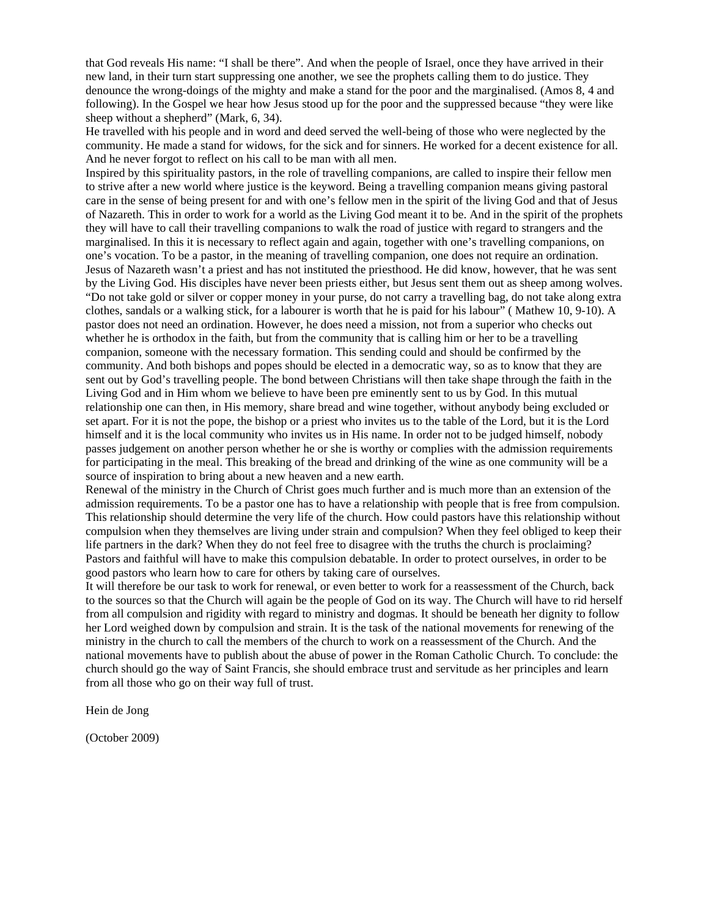that God reveals His name: "I shall be there". And when the people of Israel, once they have arrived in their new land, in their turn start suppressing one another, we see the prophets calling them to do justice. They denounce the wrong-doings of the mighty and make a stand for the poor and the marginalised. (Amos 8, 4 and following). In the Gospel we hear how Jesus stood up for the poor and the suppressed because "they were like sheep without a shepherd" (Mark, 6, 34).

He travelled with his people and in word and deed served the well-being of those who were neglected by the community. He made a stand for widows, for the sick and for sinners. He worked for a decent existence for all. And he never forgot to reflect on his call to be man with all men.

Inspired by this spirituality pastors, in the role of travelling companions, are called to inspire their fellow men to strive after a new world where justice is the keyword. Being a travelling companion means giving pastoral care in the sense of being present for and with one's fellow men in the spirit of the living God and that of Jesus of Nazareth. This in order to work for a world as the Living God meant it to be. And in the spirit of the prophets they will have to call their travelling companions to walk the road of justice with regard to strangers and the marginalised. In this it is necessary to reflect again and again, together with one's travelling companions, on one's vocation. To be a pastor, in the meaning of travelling companion, one does not require an ordination. Jesus of Nazareth wasn't a priest and has not instituted the priesthood. He did know, however, that he was sent by the Living God. His disciples have never been priests either, but Jesus sent them out as sheep among wolves. "Do not take gold or silver or copper money in your purse, do not carry a travelling bag, do not take along extra clothes, sandals or a walking stick, for a labourer is worth that he is paid for his labour" ( Mathew 10, 9-10). A pastor does not need an ordination. However, he does need a mission, not from a superior who checks out whether he is orthodox in the faith, but from the community that is calling him or her to be a travelling companion, someone with the necessary formation. This sending could and should be confirmed by the community. And both bishops and popes should be elected in a democratic way, so as to know that they are sent out by God's travelling people. The bond between Christians will then take shape through the faith in the Living God and in Him whom we believe to have been pre eminently sent to us by God. In this mutual relationship one can then, in His memory, share bread and wine together, without anybody being excluded or set apart. For it is not the pope, the bishop or a priest who invites us to the table of the Lord, but it is the Lord himself and it is the local community who invites us in His name. In order not to be judged himself, nobody passes judgement on another person whether he or she is worthy or complies with the admission requirements for participating in the meal. This breaking of the bread and drinking of the wine as one community will be a source of inspiration to bring about a new heaven and a new earth.

Renewal of the ministry in the Church of Christ goes much further and is much more than an extension of the admission requirements. To be a pastor one has to have a relationship with people that is free from compulsion. This relationship should determine the very life of the church. How could pastors have this relationship without compulsion when they themselves are living under strain and compulsion? When they feel obliged to keep their life partners in the dark? When they do not feel free to disagree with the truths the church is proclaiming? Pastors and faithful will have to make this compulsion debatable. In order to protect ourselves, in order to be good pastors who learn how to care for others by taking care of ourselves.

It will therefore be our task to work for renewal, or even better to work for a reassessment of the Church, back to the sources so that the Church will again be the people of God on its way. The Church will have to rid herself from all compulsion and rigidity with regard to ministry and dogmas. It should be beneath her dignity to follow her Lord weighed down by compulsion and strain. It is the task of the national movements for renewing of the ministry in the church to call the members of the church to work on a reassessment of the Church. And the national movements have to publish about the abuse of power in the Roman Catholic Church. To conclude: the church should go the way of Saint Francis, she should embrace trust and servitude as her principles and learn from all those who go on their way full of trust.

Hein de Jong

(October 2009)